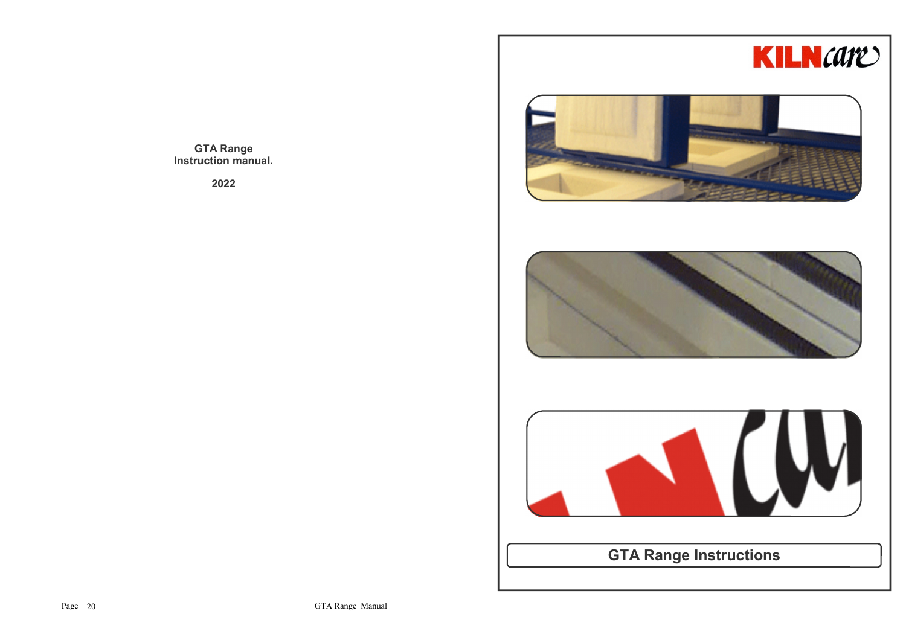**GTA Range**
**Instruction manual.**

**2022**

KILNcare

# GTA Range Instructions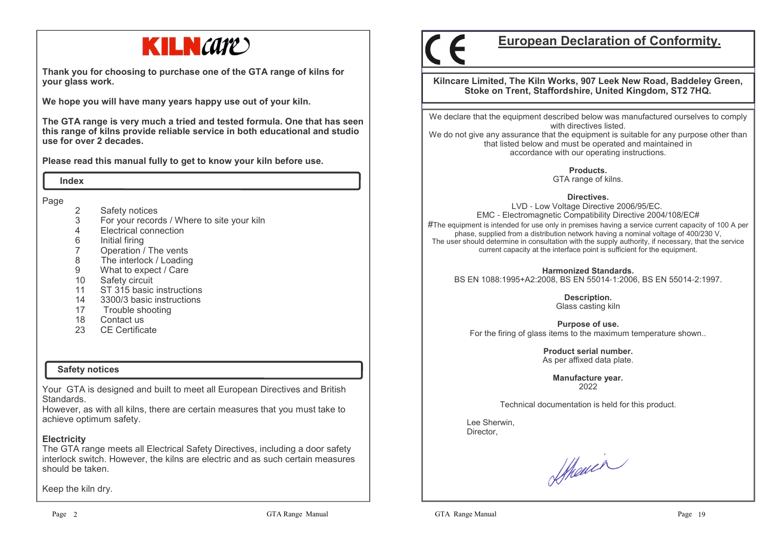# KILNcare

**Thank you for choosing to purchase one of the GTA range of kilns for your glass work.**

**We hope you will have many years happy use out of your kiln.**

**The GTA range is very much a tried and tested formula. One that has seen this range of kilns provide reliable service in both educational and studio use for over 2 decades.**

**Please read this manual fully to get to know your kiln before use.**

## Index

| Page | |
|---|---|
| 2 | Safety notices |
| 3 | For your records / Where to site your kiln |
| 4 | Electrical connection |
| 6 | Initial firing |
| 7 | Operation / The vents |
| 8 | The interlock / Loading |
| 9 | What to expect / Care |
| 10 | Safety circuit |
| 11 | ST 315 basic instructions |
| 14 | 3300/3 basic instructions |
| 17 | Trouble shooting |
| 18 | Contact us |
| 23 | CE Certificate |

## Safety notices

Your GTA is designed and built to meet all European Directives and British Standards.
However, as with all kilns, there are certain measures that you must take to achieve optimum safety.

**Electricity**
The GTA range meets all Electrical Safety Directives, including a door safety interlock switch. However, the kilns are electric and as such certain measures should be taken.

Keep the kiln dry.

# European Declaration of Conformity.

**Kilncare Limited, The Kiln Works, 907 Leek New Road, Baddeley Green, Stoke on Trent, Staffordshire, United Kingdom, ST2 7HQ.**

We declare that the equipment described below was manufactured ourselves to comply with directives listed.
We do not give any assurance that the equipment is suitable for any purpose other than that listed below and must be operated and maintained in accordance with our operating instructions.

**Products.**
GTA range of kilns.

**Directives.**
LVD - Low Voltage Directive 2006/95/EC.
EMC - Electromagnetic Compatibility Directive 2004/108/EC#
#The equipment is intended for use only in premises having a service current capacity of 100 A per phase, supplied from a distribution network having a nominal voltage of 400/230 V,
The user should determine in consultation with the supply authority, if necessary, that the service current capacity at the interface point is sufficient for the equipment.

**Harmonized Standards.**
BS EN 1088:1995+A2:2008, BS EN 55014-1:2006, BS EN 55014-2:1997.

**Description.**
Glass casting kiln

**Purpose of use.**
For the firing of glass items to the maximum temperature shown..

**Product serial number.**
As per affixed data plate.

**Manufacture year.**
2022

Technical documentation is held for this product.

Lee Sherwin,
Director,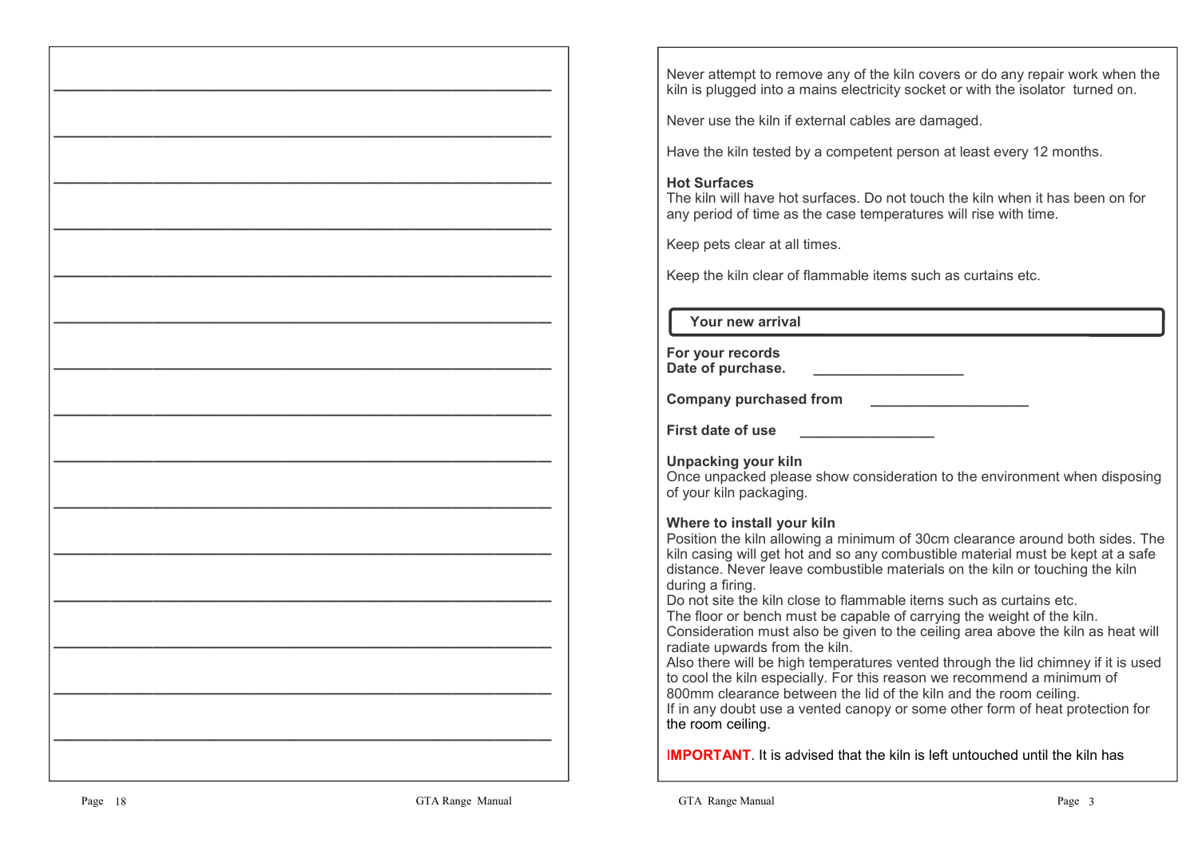Never attempt to remove any of the kiln covers or do any repair work when the kiln is plugged into a mains electricity socket or with the isolator turned on.

Never use the kiln if external cables are damaged.

Have the kiln tested by a competent person at least every 12 months.

**Hot Surfaces**
The kiln will have hot surfaces. Do not touch the kiln when it has been on for any period of time as the case temperatures will rise with time.

Keep pets clear at all times.

Keep the kiln clear of flammable items such as curtains etc.

## Your new arrival

**For your records**
**Date of purchase.** ___________________

**Company purchased from** ____________________

**First date of use** _________________

**Unpacking your kiln**
Once unpacked please show consideration to the environment when disposing of your kiln packaging.

**Where to install your kiln**
Position the kiln allowing a minimum of 30cm clearance around both sides. The kiln casing will get hot and so any combustible material must be kept at a safe distance. Never leave combustible materials on the kiln or touching the kiln during a firing.
Do not site the kiln close to flammable items such as curtains etc.
The floor or bench must be capable of carrying the weight of the kiln.
Consideration must also be given to the ceiling area above the kiln as heat will radiate upwards from the kiln.
Also there will be high temperatures vented through the lid chimney if it is used to cool the kiln especially. For this reason we recommend a minimum of 800mm clearance between the lid of the kiln and the room ceiling.
If in any doubt use a vented canopy or some other form of heat protection for the room ceiling.

**IMPORTANT**. It is advised that the kiln is left untouched until the kiln has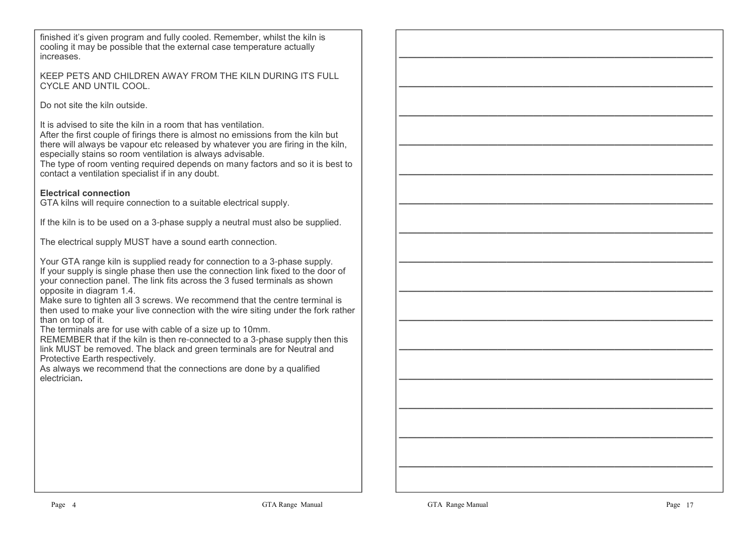finished it's given program and fully cooled. Remember, whilst the kiln is cooling it may be possible that the external case temperature actually increases.

KEEP PETS AND CHILDREN AWAY FROM THE KILN DURING ITS FULL CYCLE AND UNTIL COOL.

Do not site the kiln outside.

It is advised to site the kiln in a room that has ventilation.
After the first couple of firings there is almost no emissions from the kiln but there will always be vapour etc released by whatever you are firing in the kiln, especially stains so room ventilation is always advisable.
The type of room venting required depends on many factors and so it is best to contact a ventilation specialist if in any doubt.

**Electrical connection**
GTA kilns will require connection to a suitable electrical supply.

If the kiln is to be used on a 3-phase supply a neutral must also be supplied.

The electrical supply MUST have a sound earth connection.

Your GTA range kiln is supplied ready for connection to a 3-phase supply.
If your supply is single phase then use the connection link fixed to the door of your connection panel. The link fits across the 3 fused terminals as shown opposite in diagram 1.4.
Make sure to tighten all 3 screws. We recommend that the centre terminal is then used to make your live connection with the wire siting under the fork rather than on top of it.
The terminals are for use with cable of a size up to 10mm.
REMEMBER that if the kiln is then re-connected to a 3-phase supply then this link MUST be removed. The black and green terminals are for Neutral and Protective Earth respectively.
As always we recommend that the connections are done by a qualified electrician.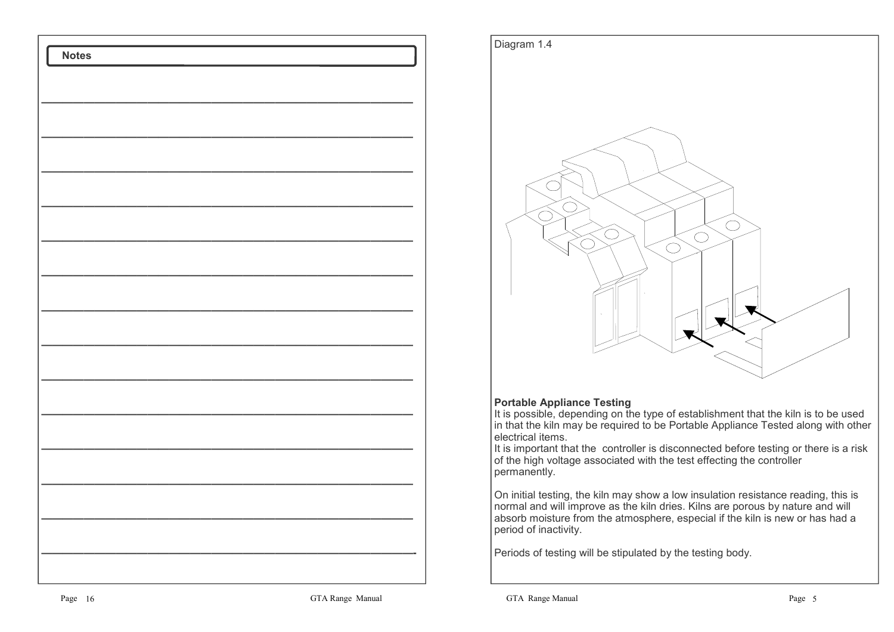## Notes

Diagram 1.4

**Portable Appliance Testing**

It is possible, depending on the type of establishment that the kiln is to be used in that the kiln may be required to be Portable Appliance Tested along with other electrical items.

It is important that the  controller is disconnected before testing or there is a risk of the high voltage associated with the test effecting the controller permanently.

On initial testing, the kiln may show a low insulation resistance reading, this is normal and will improve as the kiln dries. Kilns are porous by nature and will absorb moisture from the atmosphere, especial if the kiln is new or has had a period of inactivity.

Periods of testing will be stipulated by the testing body.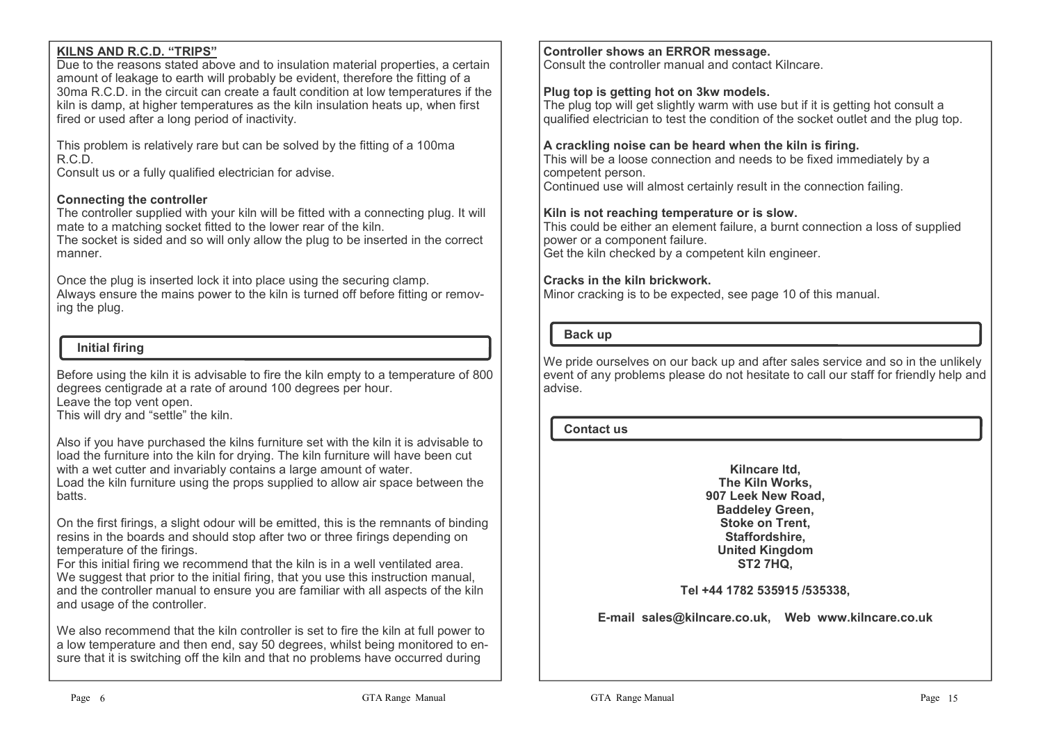## KILNS AND R.C.D. "TRIPS"

Due to the reasons stated above and to insulation material properties, a certain amount of leakage to earth will probably be evident, therefore the fitting of a 30ma R.C.D. in the circuit can create a fault condition at low temperatures if the kiln is damp, at higher temperatures as the kiln insulation heats up, when first fired or used after a long period of inactivity.

This problem is relatively rare but can be solved by the fitting of a 100ma R.C.D.
Consult us or a fully qualified electrician for advise.

**Connecting the controller**
The controller supplied with your kiln will be fitted with a connecting plug. It will mate to a matching socket fitted to the lower rear of the kiln.
The socket is sided and so will only allow the plug to be inserted in the correct manner.

Once the plug is inserted lock it into place using the securing clamp.
Always ensure the mains power to the kiln is turned off before fitting or removing the plug.

## Initial firing

Before using the kiln it is advisable to fire the kiln empty to a temperature of 800 degrees centigrade at a rate of around 100 degrees per hour.
Leave the top vent open.
This will dry and "settle" the kiln.

Also if you have purchased the kilns furniture set with the kiln it is advisable to load the furniture into the kiln for drying. The kiln furniture will have been cut with a wet cutter and invariably contains a large amount of water.
Load the kiln furniture using the props supplied to allow air space between the batts.

On the first firings, a slight odour will be emitted, this is the remnants of binding resins in the boards and should stop after two or three firings depending on temperature of the firings.
For this initial firing we recommend that the kiln is in a well ventilated area.
We suggest that prior to the initial firing, that you use this instruction manual, and the controller manual to ensure you are familiar with all aspects of the kiln and usage of the controller.

We also recommend that the kiln controller is set to fire the kiln at full power to a low temperature and then end, say 50 degrees, whilst being monitored to ensure that it is switching off the kiln and that no problems have occurred during

**Controller shows an ERROR message.**
Consult the controller manual and contact Kilncare.

**Plug top is getting hot on 3kw models.**
The plug top will get slightly warm with use but if it is getting hot consult a qualified electrician to test the condition of the socket outlet and the plug top.

**A crackling noise can be heard when the kiln is firing.**
This will be a loose connection and needs to be fixed immediately by a competent person.
Continued use will almost certainly result in the connection failing.

**Kiln is not reaching temperature or is slow.**
This could be either an element failure, a burnt connection a loss of supplied power or a component failure.
Get the kiln checked by a competent kiln engineer.

**Cracks in the kiln brickwork.**
Minor cracking is to be expected, see page 10 of this manual.

## Back up

We pride ourselves on our back up and after sales service and so in the unlikely event of any problems please do not hesitate to call our staff for friendly help and advise.

## Contact us

**Kilncare ltd,**
**The Kiln Works,**
**907 Leek New Road,**
**Baddeley Green,**
**Stoke on Trent,**
**Staffordshire,**
**United Kingdom**
**ST2 7HQ,**

**Tel +44 1782 535915 /535338,**

**E-mail sales@kilncare.co.uk, Web www.kilncare.co.uk**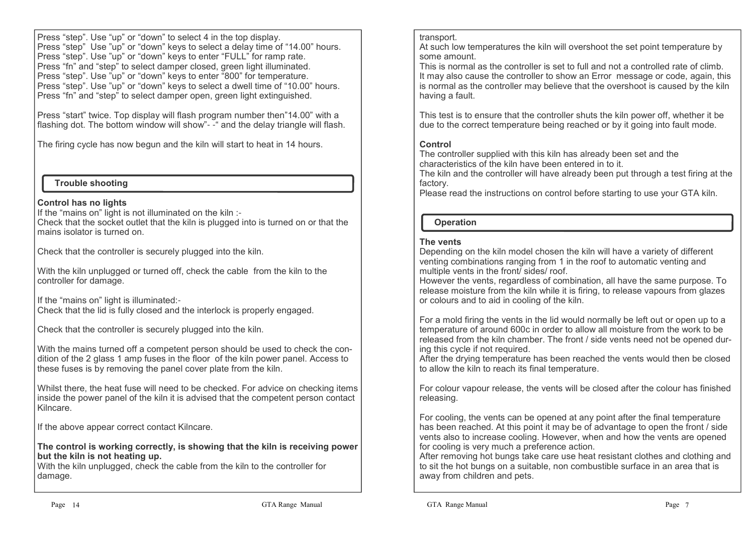Press “step”. Use “up” or “down” to select 4 in the top display.
Press “step” Use ”up” or “down” keys to select a delay time of “14.00” hours.
Press “step”. Use ”up” or “down” keys to enter “FULL” for ramp rate.
Press “fn” and “step” to select damper closed, green light illuminated.
Press “step”. Use ”up” or “down” keys to enter “800” for temperature.
Press “step”. Use ”up” or “down” keys to select a dwell time of “10.00” hours.
Press “fn” and “step” to select damper open, green light extinguished.

Press “start” twice. Top display will flash program number then”14.00” with a flashing dot. The bottom window will show”- -“ and the delay triangle will flash.

The firing cycle has now begun and the kiln will start to heat in 14 hours.

## Trouble shooting

**Control has no lights**
If the “mains on” light is not illuminated on the kiln :-
Check that the socket outlet that the kiln is plugged into is turned on or that the mains isolator is turned on.

Check that the controller is securely plugged into the kiln.

With the kiln unplugged or turned off, check the cable from the kiln to the controller for damage.

If the “mains on” light is illuminated:-
Check that the lid is fully closed and the interlock is properly engaged.

Check that the controller is securely plugged into the kiln.

With the mains turned off a competent person should be used to check the condition of the 2 glass 1 amp fuses in the floor of the kiln power panel. Access to these fuses is by removing the panel cover plate from the kiln.

Whilst there, the heat fuse will need to be checked. For advice on checking items inside the power panel of the kiln it is advised that the competent person contact Kilncare.

If the above appear correct contact Kilncare.

**The control is working correctly, is showing that the kiln is receiving power but the kiln is not heating up.**
With the kiln unplugged, check the cable from the kiln to the controller for damage.

transport.
At such low temperatures the kiln will overshoot the set point temperature by some amount.
This is normal as the controller is set to full and not a controlled rate of climb.
It may also cause the controller to show an Error message or code, again, this is normal as the controller may believe that the overshoot is caused by the kiln having a fault.

This test is to ensure that the controller shuts the kiln power off, whether it be due to the correct temperature being reached or by it going into fault mode.

**Control**
The controller supplied with this kiln has already been set and the characteristics of the kiln have been entered in to it.
The kiln and the controller will have already been put through a test firing at the factory.
Please read the instructions on control before starting to use your GTA kiln.

## Operation

**The vents**
Depending on the kiln model chosen the kiln will have a variety of different venting combinations ranging from 1 in the roof to automatic venting and multiple vents in the front/ sides/ roof.
However the vents, regardless of combination, all have the same purpose. To release moisture from the kiln while it is firing, to release vapours from glazes or colours and to aid in cooling of the kiln.

For a mold firing the vents in the lid would normally be left out or open up to a temperature of around 600c in order to allow all moisture from the work to be released from the kiln chamber. The front / side vents need not be opened during this cycle if not required.
After the drying temperature has been reached the vents would then be closed to allow the kiln to reach its final temperature.

For colour vapour release, the vents will be closed after the colour has finished releasing.

For cooling, the vents can be opened at any point after the final temperature has been reached. At this point it may be of advantage to open the front / side vents also to increase cooling. However, when and how the vents are opened for cooling is very much a preference action.
After removing hot bungs take care use heat resistant clothes and clothing and to sit the hot bungs on a suitable, non combustible surface in an area that is away from children and pets.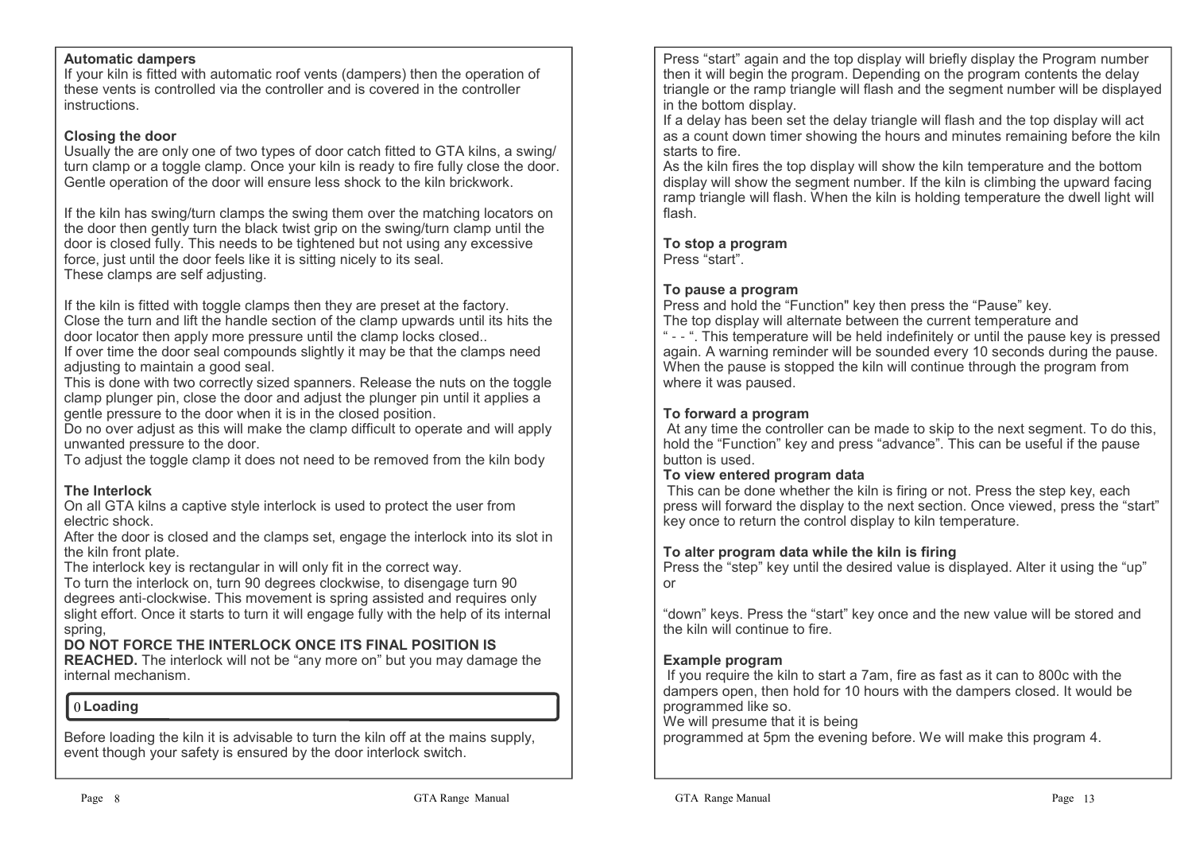**Automatic dampers**

If your kiln is fitted with automatic roof vents (dampers) then the operation of these vents is controlled via the controller and is covered in the controller instructions.

**Closing the door**

Usually the are only one of two types of door catch fitted to GTA kilns, a swing/ turn clamp or a toggle clamp. Once your kiln is ready to fire fully close the door. Gentle operation of the door will ensure less shock to the kiln brickwork.

If the kiln has swing/turn clamps the swing them over the matching locators on the door then gently turn the black twist grip on the swing/turn clamp until the door is closed fully. This needs to be tightened but not using any excessive force, just until the door feels like it is sitting nicely to its seal.
These clamps are self adjusting.

If the kiln is fitted with toggle clamps then they are preset at the factory.
Close the turn and lift the handle section of the clamp upwards until its hits the door locator then apply more pressure until the clamp locks closed..
If over time the door seal compounds slightly it may be that the clamps need adjusting to maintain a good seal.
This is done with two correctly sized spanners. Release the nuts on the toggle clamp plunger pin, close the door and adjust the plunger pin until it applies a gentle pressure to the door when it is in the closed position.
Do no over adjust as this will make the clamp difficult to operate and will apply unwanted pressure to the door.
To adjust the toggle clamp it does not need to be removed from the kiln body

**The Interlock**

On all GTA kilns a captive style interlock is used to protect the user from electric shock.
After the door is closed and the clamps set, engage the interlock into its slot in the kiln front plate.
The interlock key is rectangular in will only fit in the correct way.
To turn the interlock on, turn 90 degrees clockwise, to disengage turn 90 degrees anti-clockwise. This movement is spring assisted and requires only slight effort. Once it starts to turn it will engage fully with the help of its internal spring,
**DO NOT FORCE THE INTERLOCK ONCE ITS FINAL POSITION IS REACHED.** The interlock will not be "any more on" but you may damage the internal mechanism.

**0 Loading**

Before loading the kiln it is advisable to turn the kiln off at the mains supply, event though your safety is ensured by the door interlock switch.

Press "start" again and the top display will briefly display the Program number then it will begin the program. Depending on the program contents the delay triangle or the ramp triangle will flash and the segment number will be displayed in the bottom display.
If a delay has been set the delay triangle will flash and the top display will act as a count down timer showing the hours and minutes remaining before the kiln starts to fire.
As the kiln fires the top display will show the kiln temperature and the bottom display will show the segment number. If the kiln is climbing the upward facing ramp triangle will flash. When the kiln is holding temperature the dwell light will flash.

**To stop a program**

Press "start".

**To pause a program**

Press and hold the "Function" key then press the "Pause" key.
The top display will alternate between the current temperature and " - - ". This temperature will be held indefinitely or until the pause key is pressed again. A warning reminder will be sounded every 10 seconds during the pause. When the pause is stopped the kiln will continue through the program from where it was paused.

**To forward a program**

At any time the controller can be made to skip to the next segment. To do this, hold the "Function" key and press "advance". This can be useful if the pause button is used.

**To view entered program data**

This can be done whether the kiln is firing or not. Press the step key, each press will forward the display to the next section. Once viewed, press the "start" key once to return the control display to kiln temperature.

**To alter program data while the kiln is firing**

Press the "step" key until the desired value is displayed. Alter it using the "up" or

"down" keys. Press the "start" key once and the new value will be stored and the kiln will continue to fire.

**Example program**

If you require the kiln to start a 7am, fire as fast as it can to 800c with the dampers open, then hold for 10 hours with the dampers closed. It would be programmed like so.
We will presume that it is being
programmed at 5pm the evening before. We will make this program 4.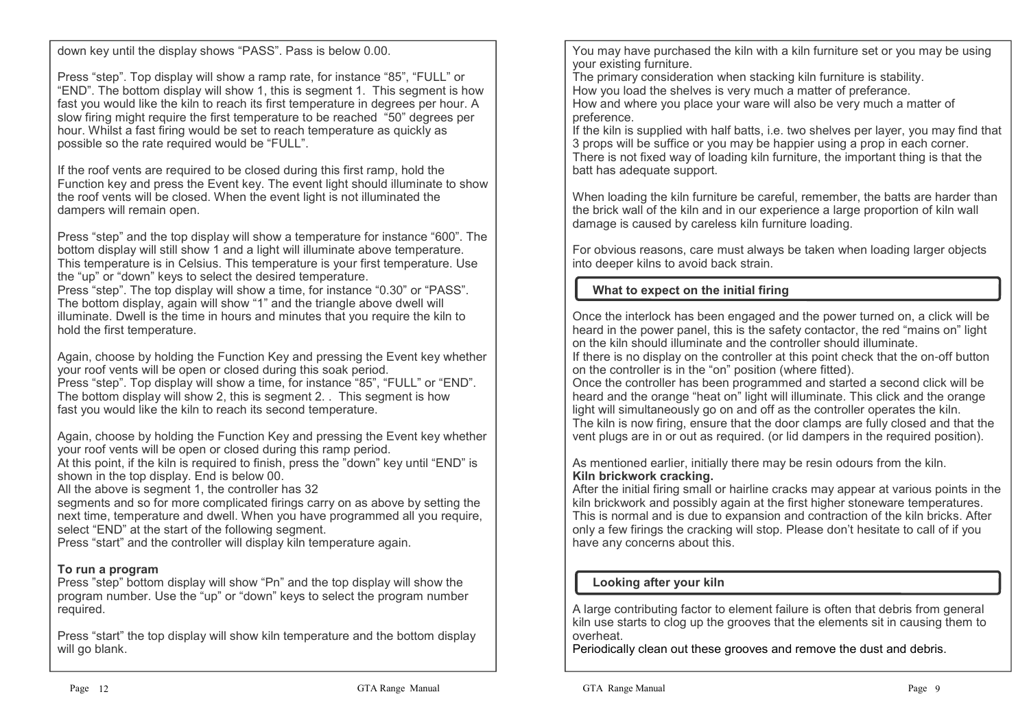down key until the display shows "PASS". Pass is below 0.00.

Press "step". Top display will show a ramp rate, for instance "85", "FULL" or "END". The bottom display will show 1, this is segment 1. This segment is how fast you would like the kiln to reach its first temperature in degrees per hour. A slow firing might require the first temperature to be reached "50" degrees per hour. Whilst a fast firing would be set to reach temperature as quickly as possible so the rate required would be "FULL".

If the roof vents are required to be closed during this first ramp, hold the Function key and press the Event key. The event light should illuminate to show the roof vents will be closed. When the event light is not illuminated the dampers will remain open.

Press "step" and the top display will show a temperature for instance "600". The bottom display will still show 1 and a light will illuminate above temperature. This temperature is in Celsius. This temperature is your first temperature. Use the "up" or "down" keys to select the desired temperature.
Press "step". The top display will show a time, for instance "0.30" or "PASS". The bottom display, again will show "1" and the triangle above dwell will illuminate. Dwell is the time in hours and minutes that you require the kiln to hold the first temperature.

Again, choose by holding the Function Key and pressing the Event key whether your roof vents will be open or closed during this soak period.
Press "step". Top display will show a time, for instance "85", "FULL" or "END". The bottom display will show 2, this is segment 2. . This segment is how fast you would like the kiln to reach its second temperature.

Again, choose by holding the Function Key and pressing the Event key whether your roof vents will be open or closed during this ramp period.
At this point, if the kiln is required to finish, press the "down" key until "END" is shown in the top display. End is below 00.
All the above is segment 1, the controller has 32
segments and so for more complicated firings carry on as above by setting the next time, temperature and dwell. When you have programmed all you require, select "END" at the start of the following segment.
Press "start" and the controller will display kiln temperature again.

**To run a program**
Press "step" bottom display will show "Pn" and the top display will show the program number. Use the "up" or "down" keys to select the program number required.

Press "start" the top display will show kiln temperature and the bottom display will go blank.

You may have purchased the kiln with a kiln furniture set or you may be using your existing furniture.
The primary consideration when stacking kiln furniture is stability.
How you load the shelves is very much a matter of preferance.
How and where you place your ware will also be very much a matter of preference.
If the kiln is supplied with half batts, i.e. two shelves per layer, you may find that 3 props will be suffice or you may be happier using a prop in each corner.
There is not fixed way of loading kiln furniture, the important thing is that the batt has adequate support.

When loading the kiln furniture be careful, remember, the batts are harder than the brick wall of the kiln and in our experience a large proportion of kiln wall damage is caused by careless kiln furniture loading.

For obvious reasons, care must always be taken when loading larger objects into deeper kilns to avoid back strain.

## What to expect on the initial firing

Once the interlock has been engaged and the power turned on, a click will be heard in the power panel, this is the safety contactor, the red "mains on" light on the kiln should illuminate and the controller should illuminate.
If there is no display on the controller at this point check that the on-off button on the controller is in the "on" position (where fitted).
Once the controller has been programmed and started a second click will be heard and the orange "heat on" light will illuminate. This click and the orange light will simultaneously go on and off as the controller operates the kiln.
The kiln is now firing, ensure that the door clamps are fully closed and that the vent plugs are in or out as required. (or lid dampers in the required position).

As mentioned earlier, initially there may be resin odours from the kiln.
**Kiln brickwork cracking.**
After the initial firing small or hairline cracks may appear at various points in the kiln brickwork and possibly again at the first higher stoneware temperatures. This is normal and is due to expansion and contraction of the kiln bricks. After only a few firings the cracking will stop. Please don't hesitate to call of if you have any concerns about this.

## Looking after your kiln

A large contributing factor to element failure is often that debris from general kiln use starts to clog up the grooves that the elements sit in causing them to overheat.
Periodically clean out these grooves and remove the dust and debris.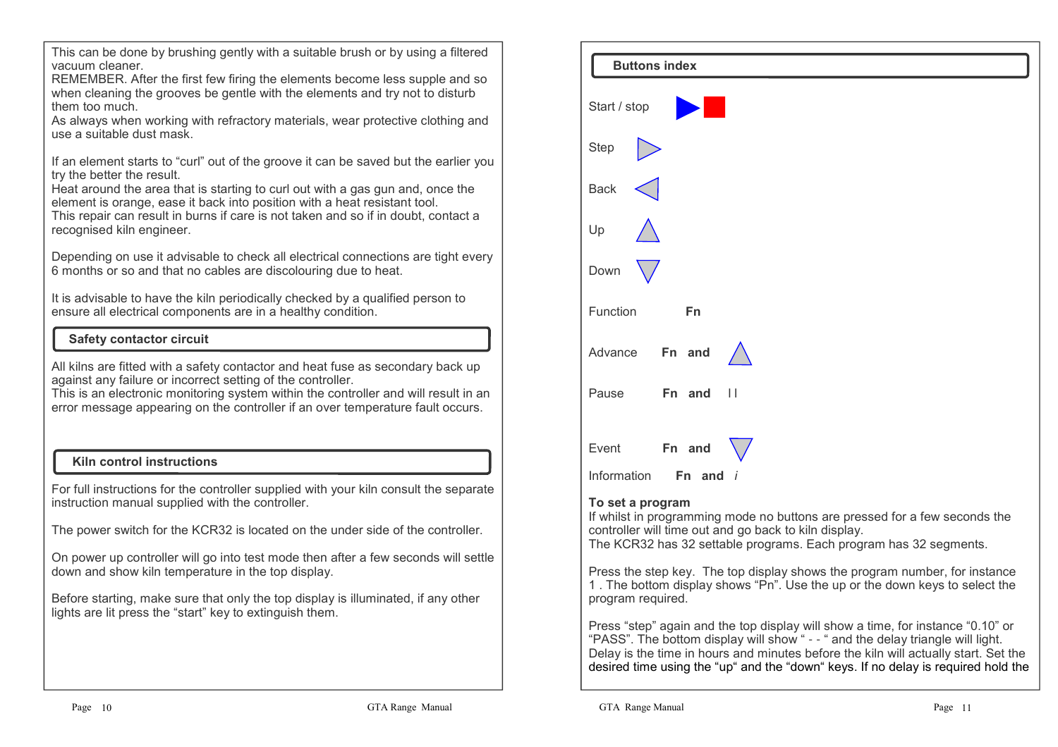This can be done by brushing gently with a suitable brush or by using a filtered vacuum cleaner.
REMEMBER. After the first few firing the elements become less supple and so when cleaning the grooves be gentle with the elements and try not to disturb them too much.
As always when working with refractory materials, wear protective clothing and use a suitable dust mask.

If an element starts to “curl” out of the groove it can be saved but the earlier you try the better the result.
Heat around the area that is starting to curl out with a gas gun and, once the element is orange, ease it back into position with a heat resistant tool.
This repair can result in burns if care is not taken and so if in doubt, contact a recognised kiln engineer.

Depending on use it advisable to check all electrical connections are tight every 6 months or so and that no cables are discolouring due to heat.

It is advisable to have the kiln periodically checked by a qualified person to ensure all electrical components are in a healthy condition.

## Safety contactor circuit

All kilns are fitted with a safety contactor and heat fuse as secondary back up against any failure or incorrect setting of the controller.
This is an electronic monitoring system within the controller and will result in an error message appearing on the controller if an over temperature fault occurs.

## Kiln control instructions

For full instructions for the controller supplied with your kiln consult the separate instruction manual supplied with the controller.

The power switch for the KCR32 is located on the under side of the controller.

On power up controller will go into test mode then after a few seconds will settle down and show kiln temperature in the top display.

Before starting, make sure that only the top display is illuminated, if any other lights are lit press the “start” key to extinguish them.

## Buttons index

Start / stop ▶ ■

Step ▷

Back ◁

Up △

Down ▽

Function **Fn**

Advance **Fn and** △

Pause **Fn and** I I

Event **Fn and** ▽

Information **Fn and** *i*

**To set a program**
If whilst in programming mode no buttons are pressed for a few seconds the controller will time out and go back to kiln display.
The KCR32 has 32 settable programs. Each program has 32 segments.

Press the step key. The top display shows the program number, for instance 1 . The bottom display shows “Pn”. Use the up or the down keys to select the program required.

Press “step” again and the top display will show a time, for instance “0.10” or “PASS”. The bottom display will show “ - - “ and the delay triangle will light. Delay is the time in hours and minutes before the kiln will actually start. Set the desired time using the “up“ and the “down“ keys. If no delay is required hold the